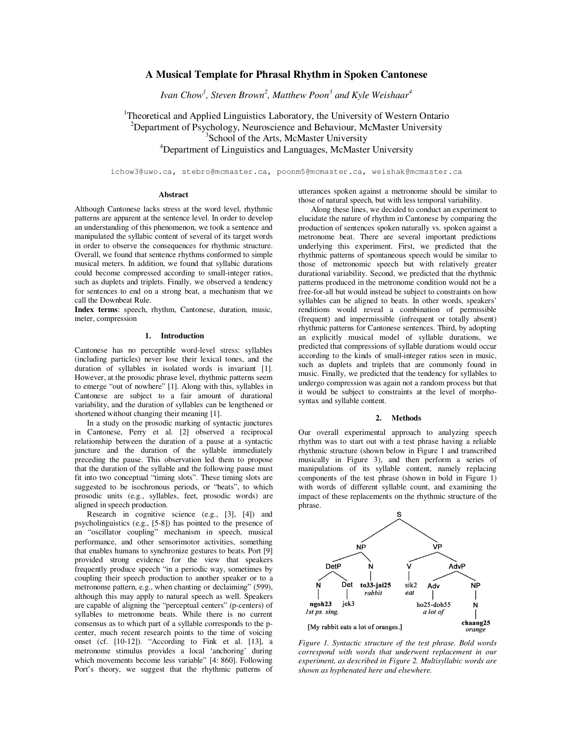# A Musical Template for Phrasal Rhythm in Spoken Cantonese

*Ivan Chow[1], Steven Brown[2], Matthew Poon[3] and Kyle Weishaar[4]*

[1]Theoretical and Applied Linguistics Laboratory, the University of Western Ontario
[2]Department of Psychology, Neuroscience and Behaviour, McMaster University
[3]School of the Arts, McMaster University
[4]Department of Linguistics and Languages, McMaster University

ichow3@uwo.ca, stebro@mcmaster.ca, poonm5@mcmaster.ca, weishak@mcmaster.ca

### Abstract

Although Cantonese lacks stress at the word level, rhythmic patterns are apparent at the sentence level. In order to develop an understanding of this phenomenon, we took a sentence and manipulated the syllabic content of several of its target words in order to observe the consequences for rhythmic structure. Overall, we found that sentence rhythms conformed to simple musical meters. In addition, we found that syllabic durations could become compressed according to small-integer ratios, such as duplets and triplets. Finally, we observed a tendency for sentences to end on a strong beat, a mechanism that we call the Downbeat Rule.

**Index terms**: speech, rhythm, Cantonese, duration, music, meter, compression

## 1. Introduction

Cantonese has no perceptible word-level stress: syllables (including particles) never lose their lexical tones, and the duration of syllables in isolated words is invariant [1]. However, at the prosodic phrase level, rhythmic patterns seem to emerge "out of nowhere" [1]. Along with this, syllables in Cantonese are subject to a fair amount of durational variability, and the duration of syllables can be lengthened or shortened without changing their meaning [1].

In a study on the prosodic marking of syntactic junctures in Cantonese, Perry et al. [2] observed a reciprocal relationship between the duration of a pause at a syntactic juncture and the duration of the syllable immediately preceding the pause. This observation led them to propose that the duration of the syllable and the following pause must fit into two conceptual "timing slots". These timing slots are suggested to be isochronous periods, or "beats", to which prosodic units (e.g., syllables, feet, prosodic words) are aligned in speech production.

Research in cognitive science (e.g., [3], [4]) and psycholinguistics (e.g., [5-8]) has pointed to the presence of an "oscillator coupling" mechanism in speech, musical performance, and other sensorimotor activities, something that enables humans to synchronize gestures to beats. Port [9] provided strong evidence for the view that speakers frequently produce speech "in a periodic way, sometimes by coupling their speech production to another speaker or to a metronome pattern, e.g., when chanting or declaiming" (599), although this may apply to natural speech as well. Speakers are capable of aligning the "perceptual centers" (p-centers) of syllables to metronome beats. While there is no current consensus as to which part of a syllable corresponds to the p-center, much recent research points to the time of voicing onset (cf. [10-12]). "According to Fink et al. [13], a metronome stimulus provides a local 'anchoring' during which movements become less variable" [4: 860]. Following Port's theory, we suggest that the rhythmic patterns of utterances spoken against a metronome should be similar to those of natural speech, but with less temporal variability.

Along these lines, we decided to conduct an experiment to elucidate the nature of rhythm in Cantonese by comparing the production of sentences spoken naturally vs. spoken against a metronome beat. There are several important predictions underlying this experiment. First, we predicted that the rhythmic patterns of spontaneous speech would be similar to those of metronomic speech but with relatively greater durational variability. Second, we predicted that the rhythmic patterns produced in the metronome condition would not be a free-for-all but would instead be subject to constraints on how syllables can be aligned to beats. In other words, speakers' renditions would reveal a combination of permissible (frequent) and impermissible (infrequent or totally absent) rhythmic patterns for Cantonese sentences. Third, by adopting an explicitly musical model of syllable durations, we predicted that compressions of syllable durations would occur according to the kinds of small-integer ratios seen in music, such as duplets and triplets that are commonly found in music. Finally, we predicted that the tendency for syllables to undergo compression was again not a random process but that it would be subject to constraints at the level of morpho-syntax and syllable content.

## 2. Methods

Our overall experimental approach to analyzing speech rhythm was to start out with a test phrase having a reliable rhythmic structure (shown below in Figure 1 and transcribed musically in Figure 3), and then perform a series of manipulations of its syllable content, namely replacing components of the test phrase (shown in bold in Figure 1) with words of different syllable count, and examining the impact of these replacements on the rhythmic structure of the phrase.

```
                         S
              ___________|___________
             NP                      VP
          ____|____              _____|_____
       DetP        N            V          AdvP
       __|__       |            |         ___|___
      N     Det  to33-jai25    sik2     Adv      NP
      |      |    rabbit       eat       |        |
   ngoh23  jek3                      ho25-doh55   N
 1st ps. sing.                        a lot of    |
                                               chaang25
                                                orange
[My rabbit eats a lot of oranges.]
```

*Figure 1. Syntactic structure of the test phrase. Bold words correspond with words that underwent replacement in our experiment, as described in Figure 2. Multisyllabic words are shown as hyphenated here and elsewhere.*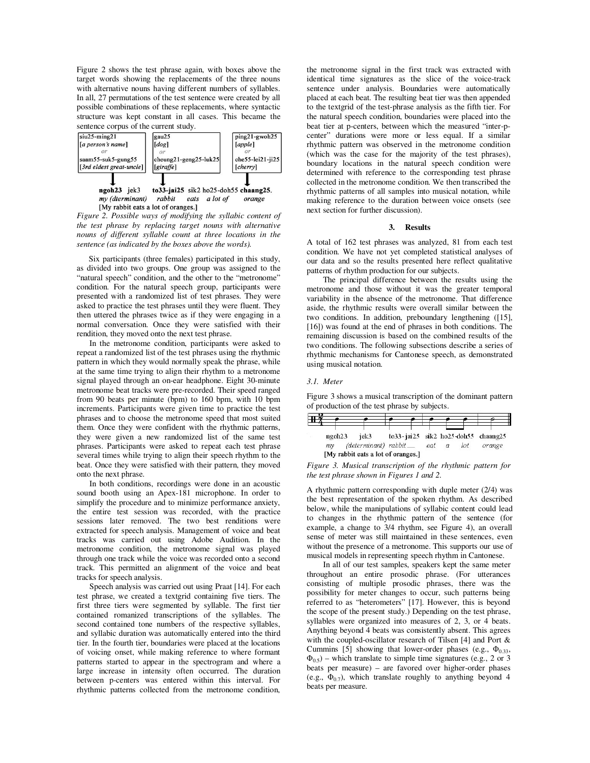Figure 2 shows the test phrase again, with boxes above the target words showing the replacements of the three nouns with alternative nouns having different numbers of syllables. In all, 27 permutations of the test sentence were created by all possible combinations of these replacements, where syntactic structure was kept constant in all cases. This became the sentence corpus of the current study.

| siu25-ming21 [*a person's name*] *or* saam55-suk5-gung55 [*3rd eldest great-uncle*] | gau25 [*dog*] *or* cheung21-geng25-luk25 [*giraffe*] | ping21-gwoh25 [*apple*] *or* che55-lei21-ji25 [*cherry*] |
|---|---|---|

**ngoh23** jek3 **to33-jai25** sik2 ho25-doh55 **chaang25**.
*my (dterminant) rabbit eats a lot of orange*
[My rabbit eats a lot of oranges.]

*Figure 2. Possible ways of modifying the syllabic content of the test phrase by replacing target nouns with alternative nouns of different syllable count at three locations in the sentence (as indicated by the boxes above the words).*

Six participants (three females) participated in this study, as divided into two groups. One group was assigned to the "natural speech" condition, and the other to the "metronome" condition. For the natural speech group, participants were presented with a randomized list of test phrases. They were asked to practice the test phrases until they were fluent. They then uttered the phrases twice as if they were engaging in a normal conversation. Once they were satisfied with their rendition, they moved onto the next test phrase.

In the metronome condition, participants were asked to repeat a randomized list of the test phrases using the rhythmic pattern in which they would normally speak the phrase, while at the same time trying to align their rhythm to a metronome signal played through an on-ear headphone. Eight 30-minute metronome beat tracks were pre-recorded. Their speed ranged from 90 beats per minute (bpm) to 160 bpm, with 10 bpm increments. Participants were given time to practice the test phrases and to choose the metronome speed that most suited them. Once they were confident with the rhythmic patterns, they were given a new randomized list of the same test phrases. Participants were asked to repeat each test phrase several times while trying to align their speech rhythm to the beat. Once they were satisfied with their pattern, they moved onto the next phrase.

In both conditions, recordings were done in an acoustic sound booth using an Apex-181 microphone. In order to simplify the procedure and to minimize performance anxiety, the entire test session was recorded, with the practice sessions later removed. The two best renditions were extracted for speech analysis. Management of voice and beat tracks was carried out using Adobe Audition. In the metronome condition, the metronome signal was played through one track while the voice was recorded onto a second track. This permitted an alignment of the voice and beat tracks for speech analysis.

Speech analysis was carried out using Praat [14]. For each test phrase, we created a textgrid containing five tiers. The first three tiers were segmented by syllable. The first tier contained romanized transcriptions of the syllables. The second contained tone numbers of the respective syllables, and syllabic duration was automatically entered into the third tier. In the fourth tier, boundaries were placed at the locations of voicing onset, while making reference to where formant patterns started to appear in the spectrogram and where a large increase in intensity often occurred. The duration between p-centers was entered within this interval. For rhythmic patterns collected from the metronome condition, the metronome signal in the first track was extracted with identical time signatures as the slice of the voice-track sentence under analysis. Boundaries were automatically placed at each beat. The resulting beat tier was then appended to the textgrid of the test-phrase analysis as the fifth tier. For the natural speech condition, boundaries were placed into the beat tier at p-centers, between which the measured "inter-p-center" durations were more or less equal. If a similar rhythmic pattern was observed in the metronome condition (which was the case for the majority of the test phrases), boundary locations in the natural speech condition were determined with reference to the corresponding test phrase collected in the metronome condition. We then transcribed the rhythmic patterns of all samples into musical notation, while making reference to the duration between voice onsets (see next section for further discussion).

## 3. Results

A total of 162 test phrases was analyzed, 81 from each test condition. We have not yet completed statistical analyses of our data and so the results presented here reflect qualitative patterns of rhythm production for our subjects.

The principal difference between the results using the metronome and those without it was the greater temporal variability in the absence of the metronome. That difference aside, the rhythmic results were overall similar between the two conditions. In addition, preboundary lengthening ([15], [16]) was found at the end of phrases in both conditions. The remaining discussion is based on the combined results of the two conditions. The following subsections describe a series of rhythmic mechanisms for Cantonese speech, as demonstrated using musical notation.

### 3.1. Meter

Figure 3 shows a musical transcription of the dominant pattern of production of the test phrase by subjects.

ngoh23 jek3 to33-jai25 sik2 ho25-doh55 chaang25
*my (determinant) rabbit\_\_ eat a lot orange*
[My rabbit eats a lot of oranges.]

*Figure 3. Musical transcription of the rhythmic pattern for the test phrase shown in Figures 1 and 2.*

A rhythmic pattern corresponding with duple meter (2/4) was the best representation of the spoken rhythm. As described below, while the manipulations of syllabic content could lead to changes in the rhythmic pattern of the sentence (for example, a change to 3/4 rhythm, see Figure 4), an overall sense of meter was still maintained in these sentences, even without the presence of a metronome. This supports our use of musical models in representing speech rhythm in Cantonese.

In all of our test samples, speakers kept the same meter throughout an entire prosodic phrase. (For utterances consisting of multiple prosodic phrases, there was the possibility for meter changes to occur, such patterns being referred to as "heterometers" [17]. However, this is beyond the scope of the present study.) Depending on the test phrase, syllables were organized into measures of 2, 3, or 4 beats. Anything beyond 4 beats was consistently absent. This agrees with the coupled-oscillator research of Tilsen [4] and Port & Cummins [5] showing that lower-order phases (e.g., $\Phi_{0.33}$, $\Phi_{0.5}$) – which translate to simple time signatures (e.g., 2 or 3 beats per measure) – are favored over higher-order phases (e.g., $\Phi_{0.7}$), which translate roughly to anything beyond 4 beats per measure.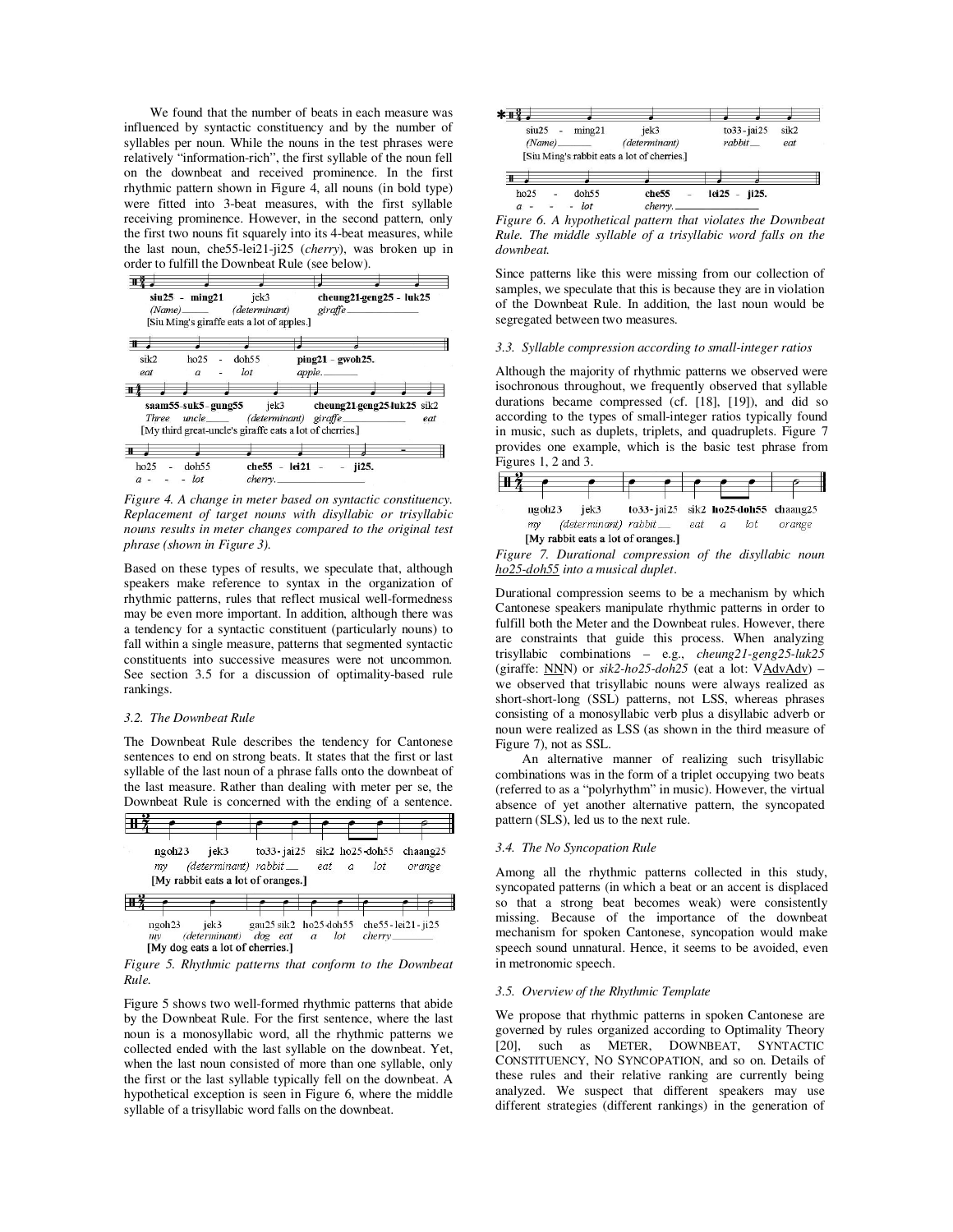We found that the number of beats in each measure was influenced by syntactic constituency and by the number of syllables per noun. While the nouns in the test phrases were relatively "information-rich", the first syllable of the noun fell on the downbeat and received prominence. In the first rhythmic pattern shown in Figure 4, all nouns (in bold type) were fitted into 3-beat measures, with the first syllable receiving prominence. However, in the second pattern, only the first two nouns fit squarely into its 4-beat measures, while the last noun, che55-lei21-ji25 (*cherry*), was broken up in order to fulfill the Downbeat Rule (see below).

*Figure 4. A change in meter based on syntactic constituency. Replacement of target nouns with disyllabic or trisyllabic nouns results in meter changes compared to the original test phrase (shown in Figure 3).*

Based on these types of results, we speculate that, although speakers make reference to syntax in the organization of rhythmic patterns, rules that reflect musical well-formedness may be even more important. In addition, although there was a tendency for a syntactic constituent (particularly nouns) to fall within a single measure, patterns that segmented syntactic constituents into successive measures were not uncommon. See section 3.5 for a discussion of optimality-based rule rankings.

### 3.2. The Downbeat Rule

The Downbeat Rule describes the tendency for Cantonese sentences to end on strong beats. It states that the first or last syllable of the last noun of a phrase falls onto the downbeat of the last measure. Rather than dealing with meter per se, the Downbeat Rule is concerned with the ending of a sentence.

*Figure 5. Rhythmic patterns that conform to the Downbeat Rule.*

Figure 5 shows two well-formed rhythmic patterns that abide by the Downbeat Rule. For the first sentence, where the last noun is a monosyllabic word, all the rhythmic patterns we collected ended with the last syllable on the downbeat. Yet, when the last noun consisted of more than one syllable, only the first or the last syllable typically fell on the downbeat. A hypothetical exception is seen in Figure 6, where the middle syllable of a trisyllabic word falls on the downbeat.

*Figure 6. A hypothetical pattern that violates the Downbeat Rule. The middle syllable of a trisyllabic word falls on the downbeat.*

Since patterns like this were missing from our collection of samples, we speculate that this is because they are in violation of the Downbeat Rule. In addition, the last noun would be segregated between two measures.

### 3.3. Syllable compression according to small-integer ratios

Although the majority of rhythmic patterns we observed were isochronous throughout, we frequently observed that syllable durations became compressed (cf. [18], [19]), and did so according to the types of small-integer ratios typically found in music, such as duplets, triplets, and quadruplets. Figure 7 provides one example, which is the basic test phrase from Figures 1, 2 and 3.

*Figure 7. Durational compression of the disyllabic noun <u>ho25-doh55</u> into a musical duplet.*

Durational compression seems to be a mechanism by which Cantonese speakers manipulate rhythmic patterns in order to fulfill both the Meter and the Downbeat rules. However, there are constraints that guide this process. When analyzing trisyllabic combinations – e.g., *cheung21-geng25-luk25* (giraffe: <u>NNN</u>) or *sik2-ho25-doh25* (eat a lot: V<u>AdvAdv</u>) – we observed that trisyllabic nouns were always realized as short-short-long (SSL) patterns, not LSS, whereas phrases consisting of a monosyllabic verb plus a disyllabic adverb or noun were realized as LSS (as shown in the third measure of Figure 7), not as SSL.

An alternative manner of realizing such trisyllabic combinations was in the form of a triplet occupying two beats (referred to as a "polyrhythm" in music). However, the virtual absence of yet another alternative pattern, the syncopated pattern (SLS), led us to the next rule.

### 3.4. The No Syncopation Rule

Among all the rhythmic patterns collected in this study, syncopated patterns (in which a beat or an accent is displaced so that a strong beat becomes weak) were consistently missing. Because of the importance of the downbeat mechanism for spoken Cantonese, syncopation would make speech sound unnatural. Hence, it seems to be avoided, even in metronomic speech.

### 3.5. Overview of the Rhythmic Template

We propose that rhythmic patterns in spoken Cantonese are governed by rules organized according to Optimality Theory [20], such as METER, DOWNBEAT, SYNTACTIC CONSTITUENCY, NO SYNCOPATION, and so on. Details of these rules and their relative ranking are currently being analyzed. We suspect that different speakers may use different strategies (different rankings) in the generation of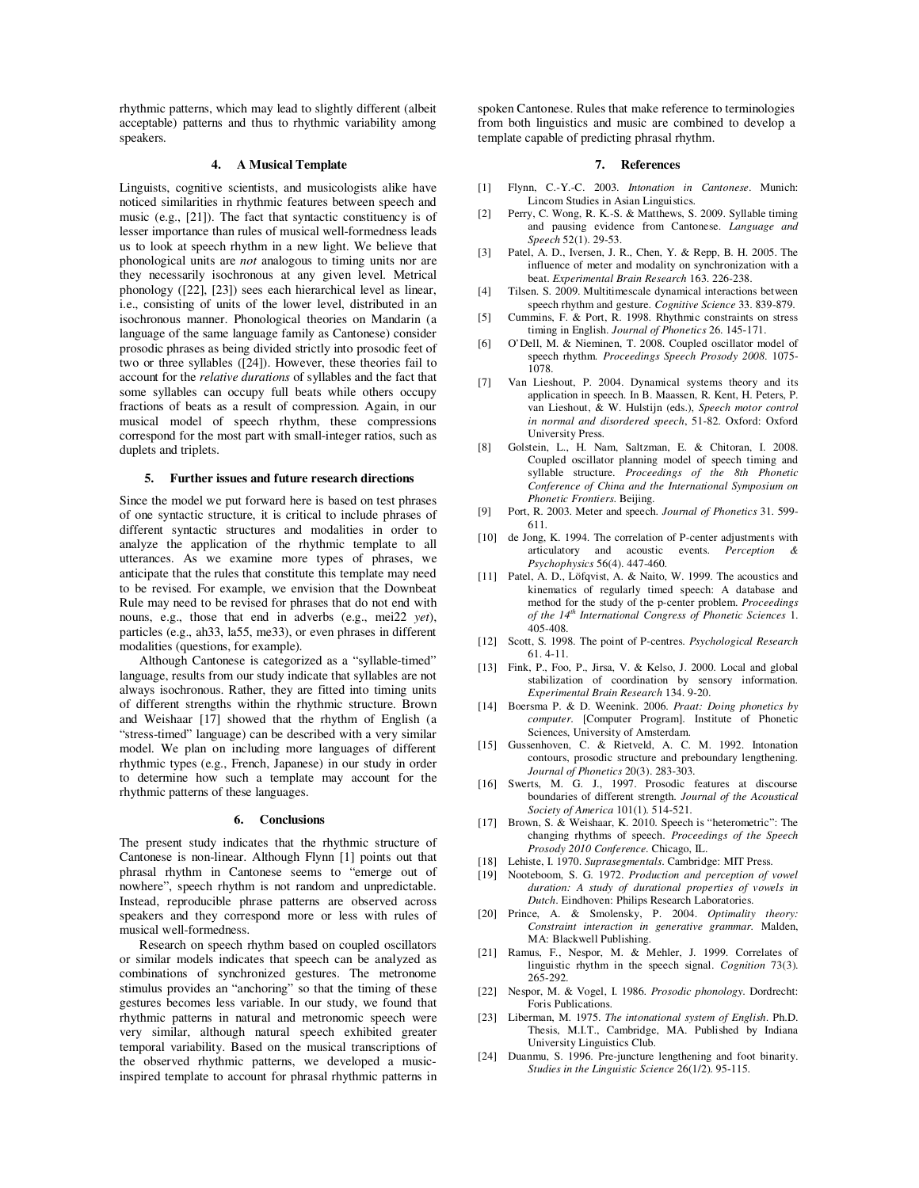rhythmic patterns, which may lead to slightly different (albeit acceptable) patterns and thus to rhythmic variability among speakers.

## 4. A Musical Template

Linguists, cognitive scientists, and musicologists alike have noticed similarities in rhythmic features between speech and music (e.g., [21]). The fact that syntactic constituency is of lesser importance than rules of musical well-formedness leads us to look at speech rhythm in a new light. We believe that phonological units are *not* analogous to timing units nor are they necessarily isochronous at any given level. Metrical phonology ([22], [23]) sees each hierarchical level as linear, i.e., consisting of units of the lower level, distributed in an isochronous manner. Phonological theories on Mandarin (a language of the same language family as Cantonese) consider prosodic phrases as being divided strictly into prosodic feet of two or three syllables ([24]). However, these theories fail to account for the *relative durations* of syllables and the fact that some syllables can occupy full beats while others occupy fractions of beats as a result of compression. Again, in our musical model of speech rhythm, these compressions correspond for the most part with small-integer ratios, such as duplets and triplets.

## 5. Further issues and future research directions

Since the model we put forward here is based on test phrases of one syntactic structure, it is critical to include phrases of different syntactic structures and modalities in order to analyze the application of the rhythmic template to all utterances. As we examine more types of phrases, we anticipate that the rules that constitute this template may need to be revised. For example, we envision that the Downbeat Rule may need to be revised for phrases that do not end with nouns, e.g., those that end in adverbs (e.g., mei22 *yet*), particles (e.g., ah33, la55, me33), or even phrases in different modalities (questions, for example).

Although Cantonese is categorized as a "syllable-timed" language, results from our study indicate that syllables are not always isochronous. Rather, they are fitted into timing units of different strengths within the rhythmic structure. Brown and Weishaar [17] showed that the rhythm of English (a "stress-timed" language) can be described with a very similar model. We plan on including more languages of different rhythmic types (e.g., French, Japanese) in our study in order to determine how such a template may account for the rhythmic patterns of these languages.

## 6. Conclusions

The present study indicates that the rhythmic structure of Cantonese is non-linear. Although Flynn [1] points out that phrasal rhythm in Cantonese seems to "emerge out of nowhere", speech rhythm is not random and unpredictable. Instead, reproducible phrase patterns are observed across speakers and they correspond more or less with rules of musical well-formedness.

Research on speech rhythm based on coupled oscillators or similar models indicates that speech can be analyzed as combinations of synchronized gestures. The metronome stimulus provides an "anchoring" so that the timing of these gestures becomes less variable. In our study, we found that rhythmic patterns in natural and metronomic speech were very similar, although natural speech exhibited greater temporal variability. Based on the musical transcriptions of the observed rhythmic patterns, we developed a music-inspired template to account for phrasal rhythmic patterns in spoken Cantonese. Rules that make reference to terminologies from both linguistics and music are combined to develop a template capable of predicting phrasal rhythm.

## 7. References

[1] Flynn, C.-Y.-C. 2003. *Intonation in Cantonese*. Munich: Lincom Studies in Asian Linguistics.

[2] Perry, C. Wong, R. K.-S. & Matthews, S. 2009. Syllable timing and pausing evidence from Cantonese. *Language and Speech* 52(1). 29-53.

[3] Patel, A. D., Iversen, J. R., Chen, Y. & Repp, B. H. 2005. The influence of meter and modality on synchronization with a beat. *Experimental Brain Research* 163. 226-238.

[4] Tilsen. S. 2009. Multitimescale dynamical interactions between speech rhythm and gesture. *Cognitive Science* 33. 839-879.

[5] Cummins, F. & Port, R. 1998. Rhythmic constraints on stress timing in English. *Journal of Phonetics* 26. 145-171.

[6] O'Dell, M. & Nieminen, T. 2008. Coupled oscillator model of speech rhythm. *Proceedings Speech Prosody 2008*. 1075-1078.

[7] Van Lieshout, P. 2004. Dynamical systems theory and its application in speech. In B. Maassen, R. Kent, H. Peters, P. van Lieshout, & W. Hulstijn (eds.), *Speech motor control in normal and disordered speech*, 51-82. Oxford: Oxford University Press.

[8] Golstein, L., H. Nam, Saltzman, E. & Chitoran, I. 2008. Coupled oscillator planning model of speech timing and syllable structure. *Proceedings of the 8th Phonetic Conference of China and the International Symposium on Phonetic Frontiers*. Beijing.

[9] Port, R. 2003. Meter and speech. *Journal of Phonetics* 31. 599-611.

[10] de Jong, K. 1994. The correlation of P-center adjustments with articulatory and acoustic events. *Perception & Psychophysics* 56(4). 447-460.

[11] Patel, A. D., Löfqvist, A. & Naito, W. 1999. The acoustics and kinematics of regularly timed speech: A database and method for the study of the p-center problem. *Proceedings of the 14th International Congress of Phonetic Sciences* 1. 405-408.

[12] Scott, S. 1998. The point of P-centres. *Psychological Research* 61. 4-11.

[13] Fink, P., Foo, P., Jirsa, V. & Kelso, J. 2000. Local and global stabilization of coordination by sensory information. *Experimental Brain Research* 134. 9-20.

[14] Boersma P. & D. Weenink. 2006. *Praat: Doing phonetics by computer*. [Computer Program]. Institute of Phonetic Sciences, University of Amsterdam.

[15] Gussenhoven, C. & Rietveld, A. C. M. 1992. Intonation contours, prosodic structure and preboundary lengthening. *Journal of Phonetics* 20(3). 283-303.

[16] Swerts, M. G. J., 1997. Prosodic features at discourse boundaries of different strength. *Journal of the Acoustical Society of America* 101(1). 514-521.

[17] Brown, S. & Weishaar, K. 2010. Speech is "heterometric": The changing rhythms of speech. *Proceedings of the Speech Prosody 2010 Conference*. Chicago, IL.

[18] Lehiste, I. 1970. *Suprasegmentals*. Cambridge: MIT Press.

[19] Nooteboom, S. G. 1972. *Production and perception of vowel duration: A study of durational properties of vowels in Dutch*. Eindhoven: Philips Research Laboratories.

[20] Prince, A. & Smolensky, P. 2004. *Optimality theory: Constraint interaction in generative grammar*. Malden, MA: Blackwell Publishing.

[21] Ramus, F., Nespor, M. & Mehler, J. 1999. Correlates of linguistic rhythm in the speech signal. *Cognition* 73(3). 265-292.

[22] Nespor, M. & Vogel, I. 1986. *Prosodic phonology*. Dordrecht: Foris Publications.

[23] Liberman, M. 1975. *The intonational system of English*. Ph.D. Thesis, M.I.T., Cambridge, MA. Published by Indiana University Linguistics Club.

[24] Duanmu, S. 1996. Pre-juncture lengthening and foot binarity. *Studies in the Linguistic Science* 26(1/2). 95-115.